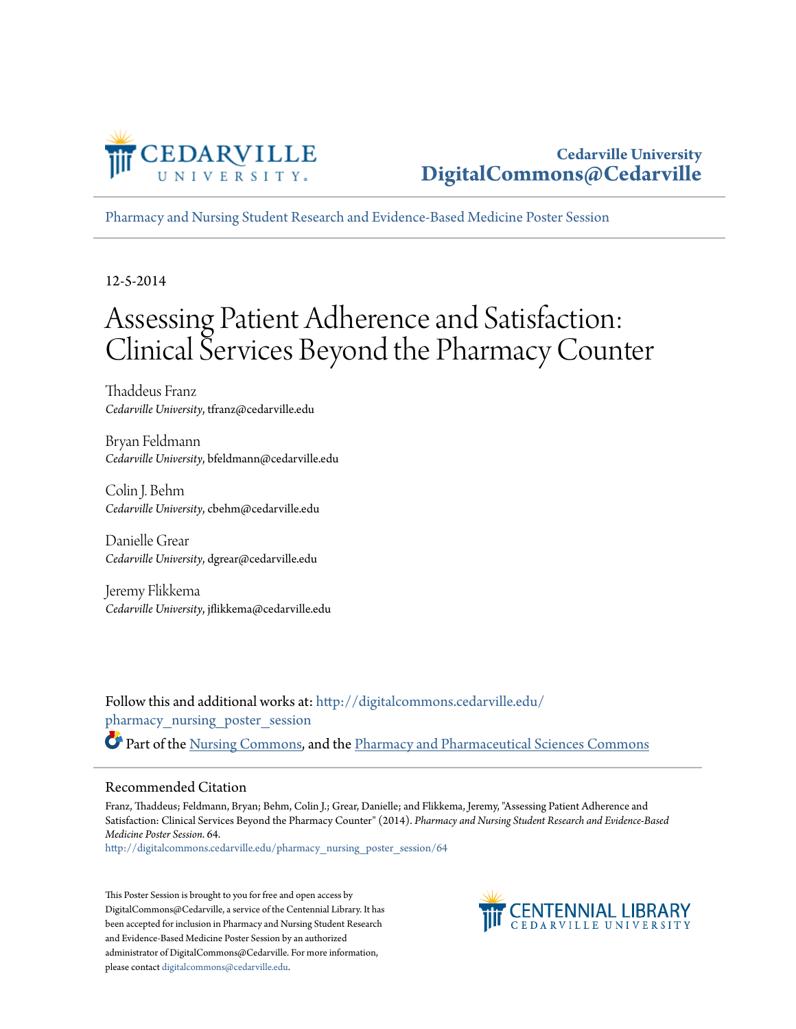Cedarville University
DigitalCommons@Cedarville

Pharmacy and Nursing Student Research and Evidence-Based Medicine Poster Session

12-5-2014

# Assessing Patient Adherence and Satisfaction: Clinical Services Beyond the Pharmacy Counter

Thaddeus Franz
*Cedarville University*, tfranz@cedarville.edu

Bryan Feldmann
*Cedarville University*, bfeldmann@cedarville.edu

Colin J. Behm
*Cedarville University*, cbehm@cedarville.edu

Danielle Grear
*Cedarville University*, dgrear@cedarville.edu

Jeremy Flikkema
*Cedarville University*, jflikkema@cedarville.edu

Follow this and additional works at: http://digitalcommons.cedarville.edu/pharmacy_nursing_poster_session

Part of the Nursing Commons, and the Pharmacy and Pharmaceutical Sciences Commons

## Recommended Citation

Franz, Thaddeus; Feldmann, Bryan; Behm, Colin J.; Grear, Danielle; and Flikkema, Jeremy, "Assessing Patient Adherence and Satisfaction: Clinical Services Beyond the Pharmacy Counter" (2014). *Pharmacy and Nursing Student Research and Evidence-Based Medicine Poster Session*. 64.
http://digitalcommons.cedarville.edu/pharmacy_nursing_poster_session/64

This Poster Session is brought to you for free and open access by DigitalCommons@Cedarville, a service of the Centennial Library. It has been accepted for inclusion in Pharmacy and Nursing Student Research and Evidence-Based Medicine Poster Session by an authorized administrator of DigitalCommons@Cedarville. For more information, please contact digitalcommons@cedarville.edu.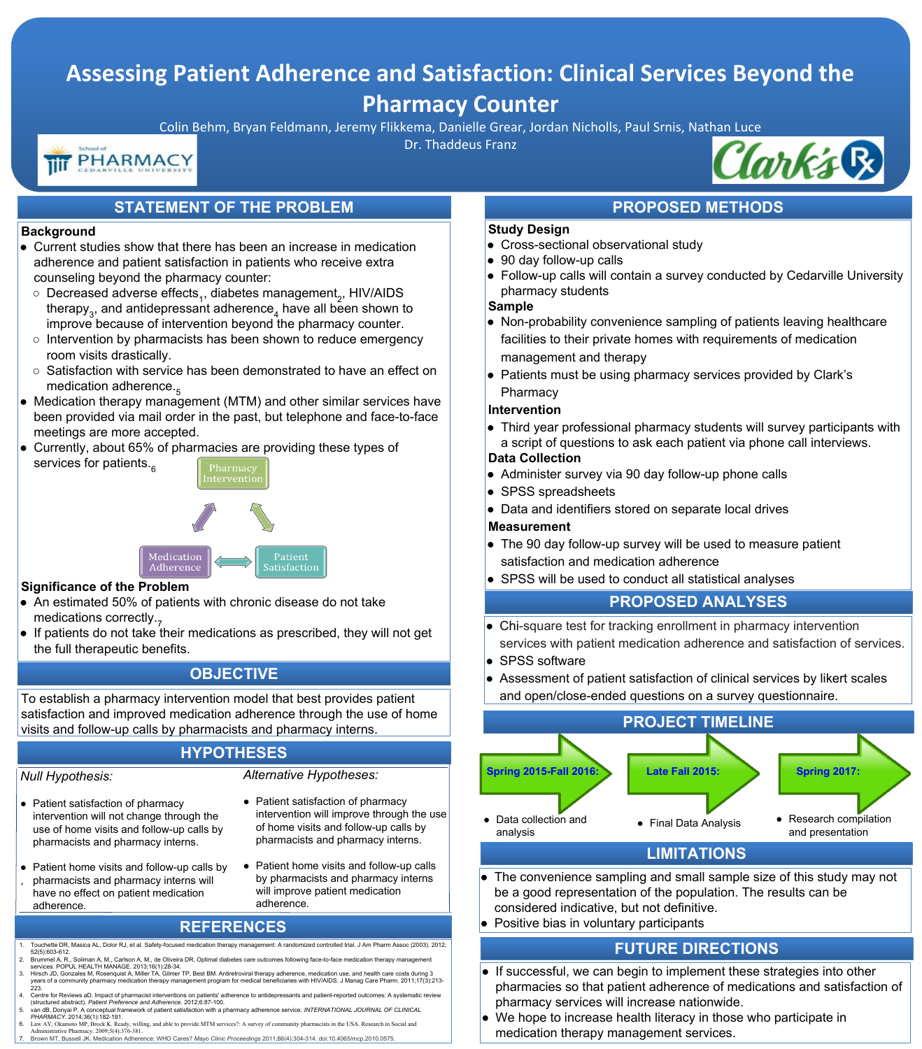# Assessing Patient Adherence and Satisfaction: Clinical Services Beyond the Pharmacy Counter

Colin Behm, Bryan Feldmann, Jeremy Flikkema, Danielle Grear, Jordan Nicholls, Paul Srnis, Nathan Luce

Dr. Thaddeus Franz

## STATEMENT OF THE PROBLEM

**Background**

- Current studies show that there has been an increase in medication adherence and patient satisfaction in patients who receive extra counseling beyond the pharmacy counter:
  - Decreased adverse effects[1], diabetes management[2], HIV/AIDS therapy[3], and antidepressant adherence[4] have all been shown to improve because of intervention beyond the pharmacy counter.
  - Intervention by pharmacists has been shown to reduce emergency room visits drastically.
  - Satisfaction with service has been demonstrated to have an effect on medication adherence.[5]
- Medication therapy management (MTM) and other similar services have been provided via mail order in the past, but telephone and face-to-face meetings are more accepted.
- Currently, about 65% of pharmacies are providing these types of services for patients.[6]

Pharmacy Intervention

Medication Adherence

Patient Satisfaction

**Significance of the Problem**

- An estimated 50% of patients with chronic disease do not take medications correctly.[7]
- If patients do not take their medications as prescribed, they will not get the full therapeutic benefits.

## OBJECTIVE

To establish a pharmacy intervention model that best provides patient satisfaction and improved medication adherence through the use of home visits and follow-up calls by pharmacists and pharmacy interns.

## HYPOTHESES

*Null Hypothesis:*

- Patient satisfaction of pharmacy intervention will not change through the use of home visits and follow-up calls by pharmacists and pharmacy interns.
- Patient home visits and follow-up calls by pharmacists and pharmacy interns will have no effect on patient medication adherence.

*Alternative Hypotheses:*

- Patient satisfaction of pharmacy intervention will improve through the use of home visits and follow-up calls by pharmacists and pharmacy interns.
- Patient home visits and follow-up calls by pharmacists and pharmacy interns will improve patient medication adherence.

## REFERENCES

1. Touchette DR, Masica AL, Dolor RJ, et al. Safety-focused medication therapy management: A randomized controlled trial. J Am Pharm Assoc (2003). 2012; 52(5):603-612.
2. Brummel A, R., Soliman A, M., Carlson A, M., de Oliveira DR. Optimal diabetes care outcomes following face-to-face medication therapy management services. POPUL HEALTH MANAGE. 2013;16(1):28-34.
3. Hirsch JD, Gonzales M, Rosenquist A, Miller TA, Gilmer TP, Best BM. Antiretroviral therapy adherence, medication use, and health care costs during 3 years of a community pharmacy medication therapy management program for medical beneficiaries with HIV/AIDS. J Manag Care Pharm. 2011;17(3):213-223.
4. Centre for Reviews aD. Impact of pharmacist interventions on patients' adherence to antidepressants and patient-reported outcomes: A systematic review (structured abstract). *Patient Preference and Adherence*. 2012;6:87-100.
5. van dB, Donyai P. A conceptual framework of patient satisfaction with a pharmacy adherence service. *INTERNATIONAL JOURNAL OF CLINICAL PHARMACY*. 2014;36(1):182-191.
6. Law AV, Okamoto MP, Brock K. Ready, willing, and able to provide MTM services?: A survey of community pharmacists in the USA. Research in Social and Administrative Pharmacy. 2009;5(4):376-381.
7. Brown MT, Bussell JK. Medication Adherence: WHO Cares? *Mayo Clinic Proceedings* 2011;86(4):304-314. doi:10.4065/mcp.2010.0575.

## PROPOSED METHODS

**Study Design**

- Cross-sectional observational study
- 90 day follow-up calls
- Follow-up calls will contain a survey conducted by Cedarville University pharmacy students

**Sample**

- Non-probability convenience sampling of patients leaving healthcare facilities to their private homes with requirements of medication management and therapy
- Patients must be using pharmacy services provided by Clark's Pharmacy

**Intervention**

- Third year professional pharmacy students will survey participants with a script of questions to ask each patient via phone call interviews.

**Data Collection**

- Administer survey via 90 day follow-up phone calls
- SPSS spreadsheets
- Data and identifiers stored on separate local drives

**Measurement**

- The 90 day follow-up survey will be used to measure patient satisfaction and medication adherence
- SPSS will be used to conduct all statistical analyses

## PROPOSED ANALYSES

- Chi-square test for tracking enrollment in pharmacy intervention services with patient medication adherence and satisfaction of services.
- SPSS software
- Assessment of patient satisfaction of clinical services by likert scales and open/close-ended questions on a survey questionnaire.

## PROJECT TIMELINE

**Spring 2015-Fall 2016:**
- Data collection and analysis

**Late Fall 2015:**
- Final Data Analysis

**Spring 2017:**
- Research compilation and presentation

## LIMITATIONS

- The convenience sampling and small sample size of this study may not be a good representation of the population. The results can be considered indicative, but not definitive.
- Positive bias in voluntary participants

## FUTURE DIRECTIONS

- If successful, we can begin to implement these strategies into other pharmacies so that patient adherence of medications and satisfaction of pharmacy services will increase nationwide.
- We hope to increase health literacy in those who participate in medication therapy management services.